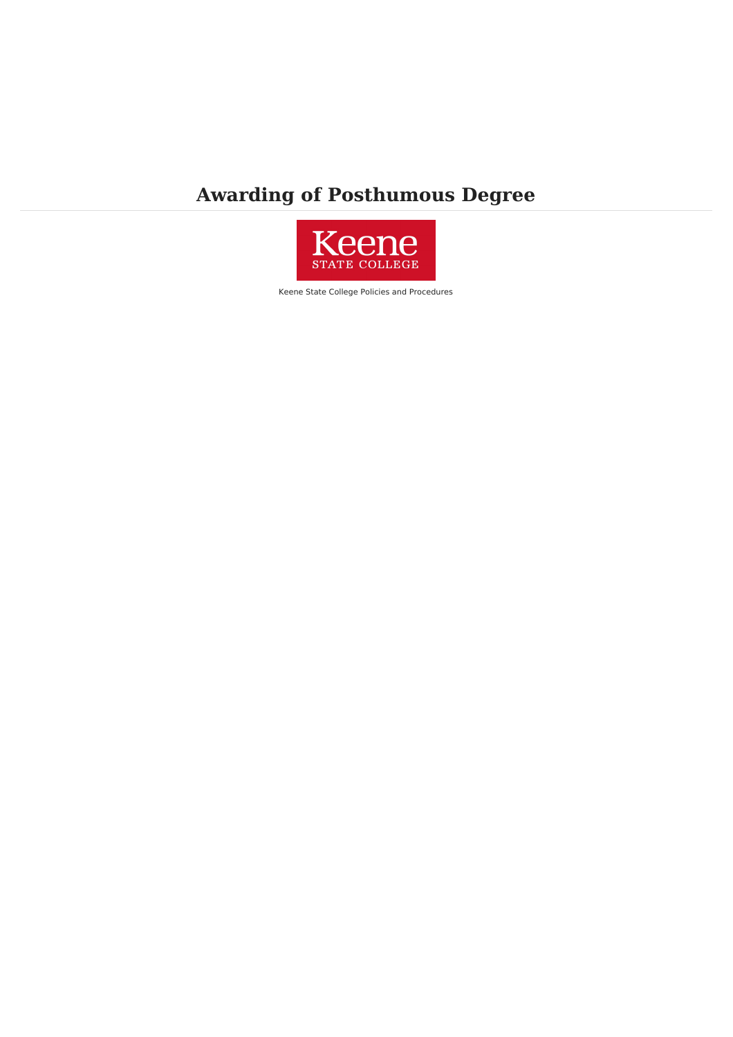# Awarding of Posthumous Degree

Keene State College Policies and Procedures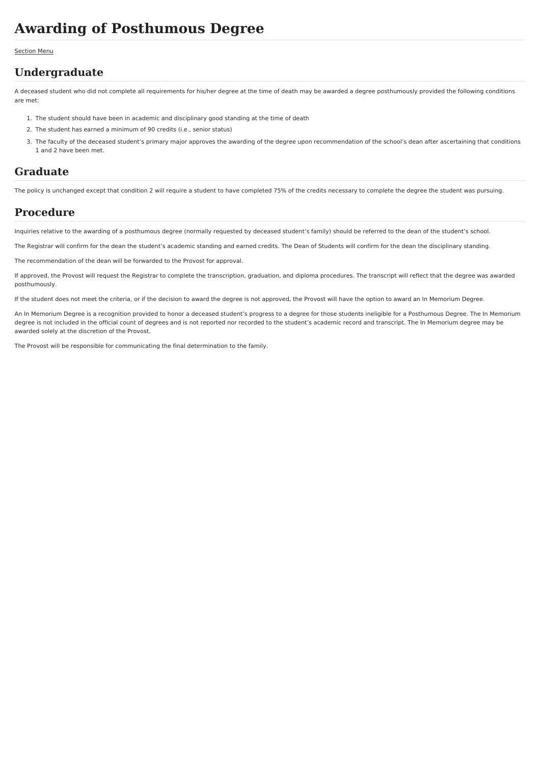# Awarding of Posthumous Degree

Section Menu

## Undergraduate

A deceased student who did not complete all requirements for his/her degree at the time of death may be awarded a degree posthumously provided the following conditions are met:

1. The student should have been in academic and disciplinary good standing at the time of death
2. The student has earned a minimum of 90 credits (i.e., senior status)
3. The faculty of the deceased student's primary major approves the awarding of the degree upon recommendation of the school's dean after ascertaining that conditions 1 and 2 have been met.

## Graduate

The policy is unchanged except that condition 2 will require a student to have completed 75% of the credits necessary to complete the degree the student was pursuing.

## Procedure

Inquiries relative to the awarding of a posthumous degree (normally requested by deceased student's family) should be referred to the dean of the student's school.

The Registrar will confirm for the dean the student's academic standing and earned credits. The Dean of Students will confirm for the dean the disciplinary standing.

The recommendation of the dean will be forwarded to the Provost for approval.

If approved, the Provost will request the Registrar to complete the transcription, graduation, and diploma procedures. The transcript will reflect that the degree was awarded posthumously.

If the student does not meet the criteria, or if the decision to award the degree is not approved, the Provost will have the option to award an In Memorium Degree.

An In Memorium Degree is a recognition provided to honor a deceased student's progress to a degree for those students ineligible for a Posthumous Degree. The In Memorium degree is not included in the official count of degrees and is not reported nor recorded to the student's academic record and transcript. The In Memorium degree may be awarded solely at the discretion of the Provost.

The Provost will be responsible for communicating the final determination to the family.